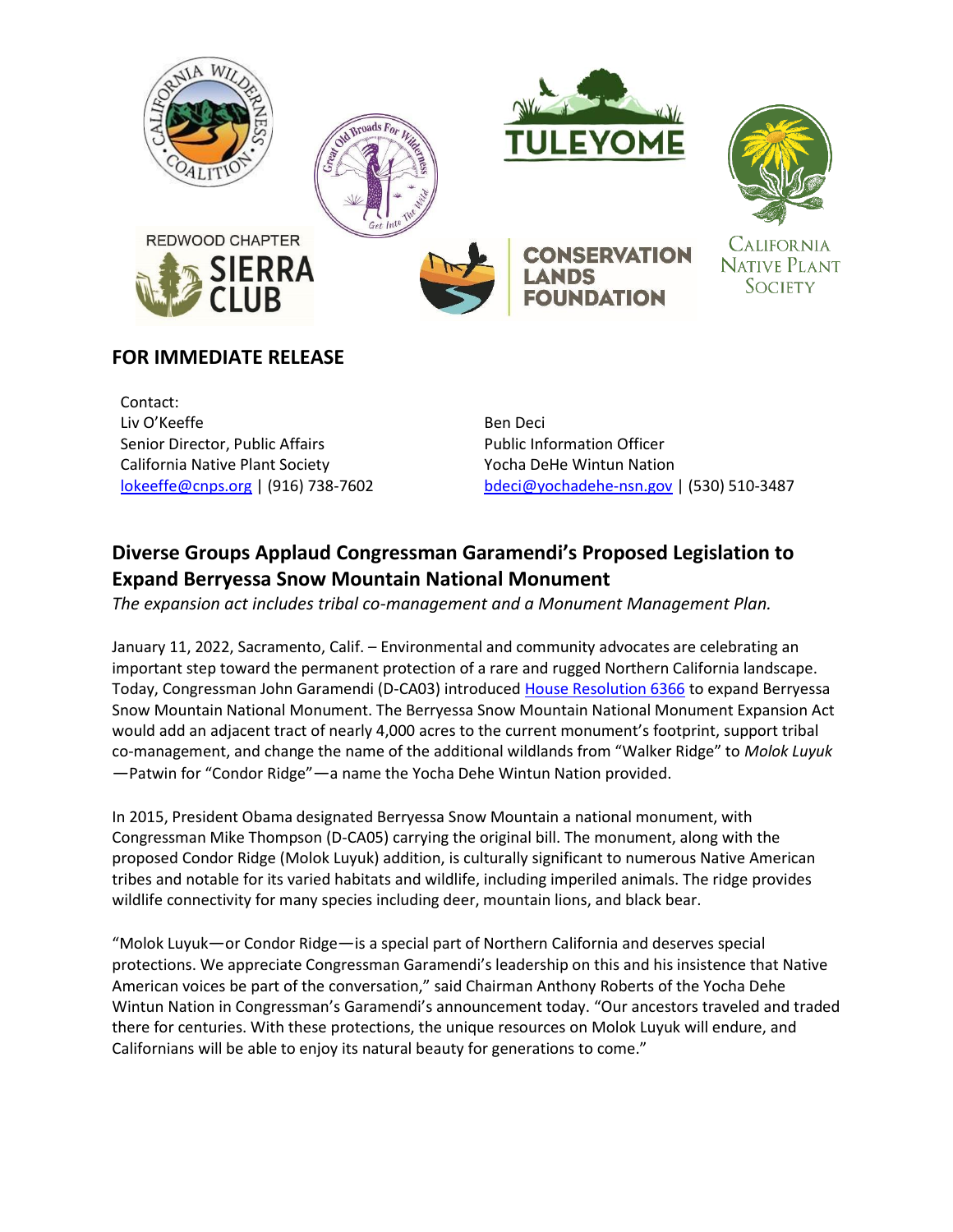## FOR IMMEDIATE RELEASE

Contact:

Liv O'Keeffe
Senior Director, Public Affairs
California Native Plant Society
[lokeeffe@cnps.org](mailto:lokeeffe@cnps.org) | (916) 738-7602

Ben Deci
Public Information Officer
Yocha DeHe Wintun Nation
[bdeci@yochadehe-nsn.gov](mailto:bdeci@yochadehe-nsn.gov) | (530) 510-3487

## Diverse Groups Applaud Congressman Garamendi's Proposed Legislation to Expand Berryessa Snow Mountain National Monument

*The expansion act includes tribal co-management and a Monument Management Plan.*

January 11, 2022, Sacramento, Calif. – Environmental and community advocates are celebrating an important step toward the permanent protection of a rare and rugged Northern California landscape. Today, Congressman John Garamendi (D-CA03) introduced House Resolution 6366 to expand Berryessa Snow Mountain National Monument. The Berryessa Snow Mountain National Monument Expansion Act would add an adjacent tract of nearly 4,000 acres to the current monument's footprint, support tribal co-management, and change the name of the additional wildlands from "Walker Ridge" to *Molok Luyuk*—Patwin for "Condor Ridge"—a name the Yocha Dehe Wintun Nation provided.

In 2015, President Obama designated Berryessa Snow Mountain a national monument, with Congressman Mike Thompson (D-CA05) carrying the original bill. The monument, along with the proposed Condor Ridge (Molok Luyuk) addition, is culturally significant to numerous Native American tribes and notable for its varied habitats and wildlife, including imperiled animals. The ridge provides wildlife connectivity for many species including deer, mountain lions, and black bear.

"Molok Luyuk—or Condor Ridge—is a special part of Northern California and deserves special protections. We appreciate Congressman Garamendi's leadership on this and his insistence that Native American voices be part of the conversation," said Chairman Anthony Roberts of the Yocha Dehe Wintun Nation in Congressman's Garamendi's announcement today. "Our ancestors traveled and traded there for centuries. With these protections, the unique resources on Molok Luyuk will endure, and Californians will be able to enjoy its natural beauty for generations to come."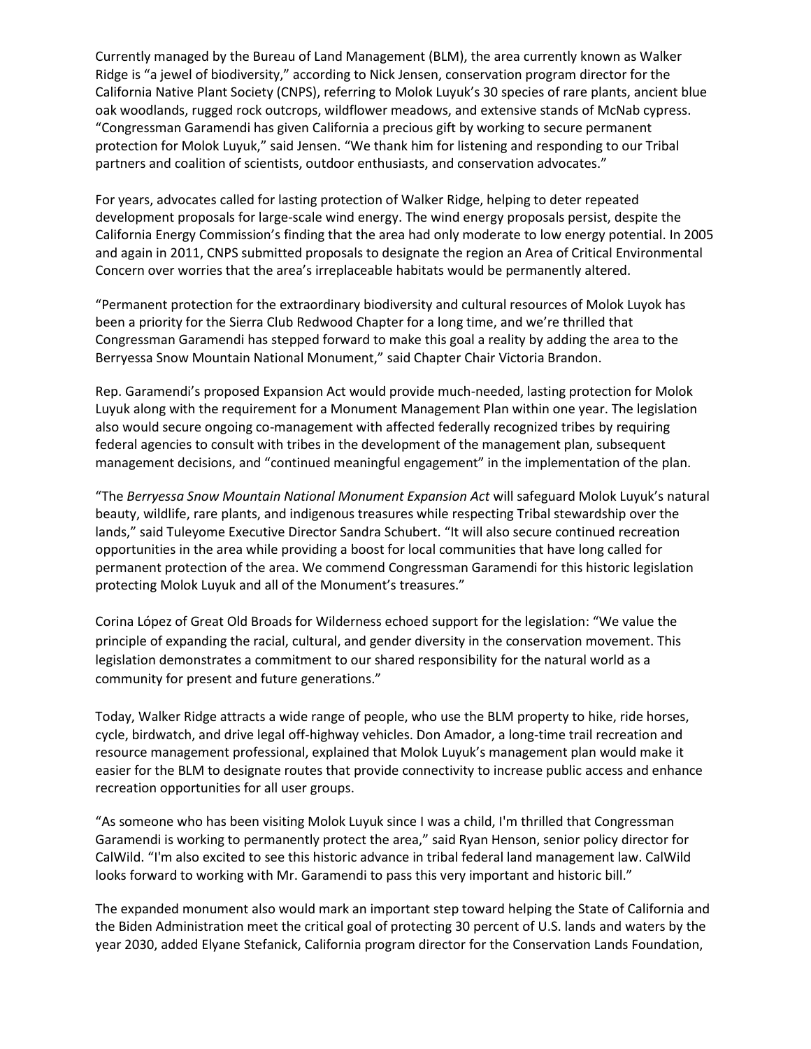Currently managed by the Bureau of Land Management (BLM), the area currently known as Walker Ridge is "a jewel of biodiversity," according to Nick Jensen, conservation program director for the California Native Plant Society (CNPS), referring to Molok Luyuk's 30 species of rare plants, ancient blue oak woodlands, rugged rock outcrops, wildflower meadows, and extensive stands of McNab cypress. "Congressman Garamendi has given California a precious gift by working to secure permanent protection for Molok Luyuk," said Jensen. "We thank him for listening and responding to our Tribal partners and coalition of scientists, outdoor enthusiasts, and conservation advocates."

For years, advocates called for lasting protection of Walker Ridge, helping to deter repeated development proposals for large-scale wind energy. The wind energy proposals persist, despite the California Energy Commission's finding that the area had only moderate to low energy potential. In 2005 and again in 2011, CNPS submitted proposals to designate the region an Area of Critical Environmental Concern over worries that the area's irreplaceable habitats would be permanently altered.

"Permanent protection for the extraordinary biodiversity and cultural resources of Molok Luyok has been a priority for the Sierra Club Redwood Chapter for a long time, and we're thrilled that Congressman Garamendi has stepped forward to make this goal a reality by adding the area to the Berryessa Snow Mountain National Monument," said Chapter Chair Victoria Brandon.

Rep. Garamendi's proposed Expansion Act would provide much-needed, lasting protection for Molok Luyuk along with the requirement for a Monument Management Plan within one year. The legislation also would secure ongoing co-management with affected federally recognized tribes by requiring federal agencies to consult with tribes in the development of the management plan, subsequent management decisions, and "continued meaningful engagement" in the implementation of the plan.

"The *Berryessa Snow Mountain National Monument Expansion Act* will safeguard Molok Luyuk's natural beauty, wildlife, rare plants, and indigenous treasures while respecting Tribal stewardship over the lands," said Tuleyome Executive Director Sandra Schubert. "It will also secure continued recreation opportunities in the area while providing a boost for local communities that have long called for permanent protection of the area. We commend Congressman Garamendi for this historic legislation protecting Molok Luyuk and all of the Monument's treasures."

Corina López of Great Old Broads for Wilderness echoed support for the legislation: "We value the principle of expanding the racial, cultural, and gender diversity in the conservation movement. This legislation demonstrates a commitment to our shared responsibility for the natural world as a community for present and future generations."

Today, Walker Ridge attracts a wide range of people, who use the BLM property to hike, ride horses, cycle, birdwatch, and drive legal off-highway vehicles. Don Amador, a long-time trail recreation and resource management professional, explained that Molok Luyuk's management plan would make it easier for the BLM to designate routes that provide connectivity to increase public access and enhance recreation opportunities for all user groups.

"As someone who has been visiting Molok Luyuk since I was a child, I'm thrilled that Congressman Garamendi is working to permanently protect the area," said Ryan Henson, senior policy director for CalWild. "I'm also excited to see this historic advance in tribal federal land management law. CalWild looks forward to working with Mr. Garamendi to pass this very important and historic bill."

The expanded monument also would mark an important step toward helping the State of California and the Biden Administration meet the critical goal of protecting 30 percent of U.S. lands and waters by the year 2030, added Elyane Stefanick, California program director for the Conservation Lands Foundation,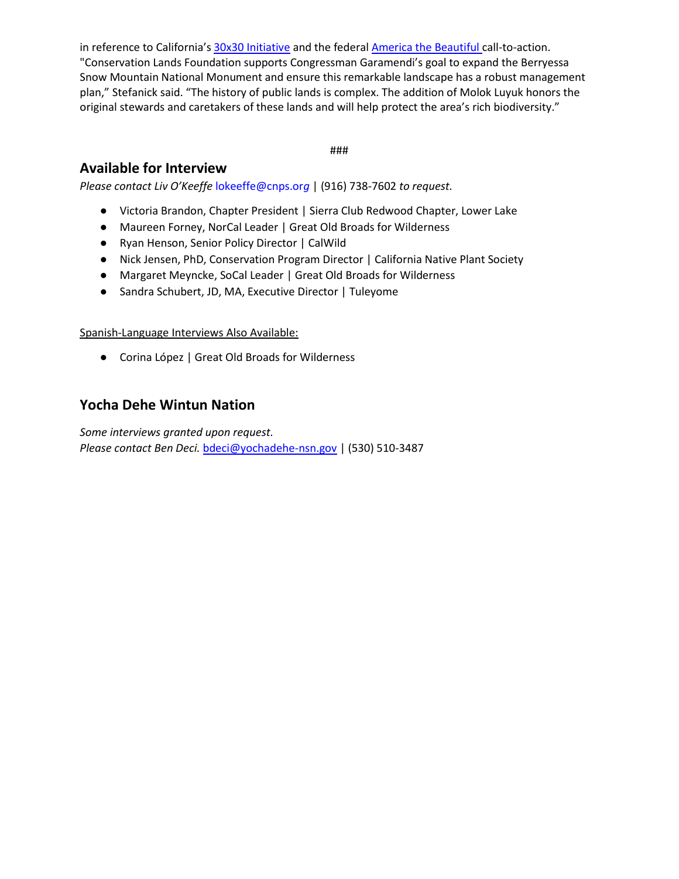in reference to California's [30x30 Initiative](#) and the federal [America the Beautiful](#) call-to-action. "Conservation Lands Foundation supports Congressman Garamendi's goal to expand the Berryessa Snow Mountain National Monument and ensure this remarkable landscape has a robust management plan," Stefanick said. "The history of public lands is complex. The addition of Molok Luyuk honors the original stewards and caretakers of these lands and will help protect the area's rich biodiversity."

###

## Available for Interview

*Please contact Liv O'Keeffe* lokeeffe@cnps.org | (916) 738-7602 *to request.*

- Victoria Brandon, Chapter President | Sierra Club Redwood Chapter, Lower Lake
- Maureen Forney, NorCal Leader | Great Old Broads for Wilderness
- Ryan Henson, Senior Policy Director | CalWild
- Nick Jensen, PhD, Conservation Program Director | California Native Plant Society
- Margaret Meyncke, SoCal Leader | Great Old Broads for Wilderness
- Sandra Schubert, JD, MA, Executive Director | Tuleyome

Spanish-Language Interviews Also Available:

- Corina López | Great Old Broads for Wilderness

## Yocha Dehe Wintun Nation

*Some interviews granted upon request.*
*Please contact Ben Deci.* bdeci@yochadehe-nsn.gov | (530) 510-3487